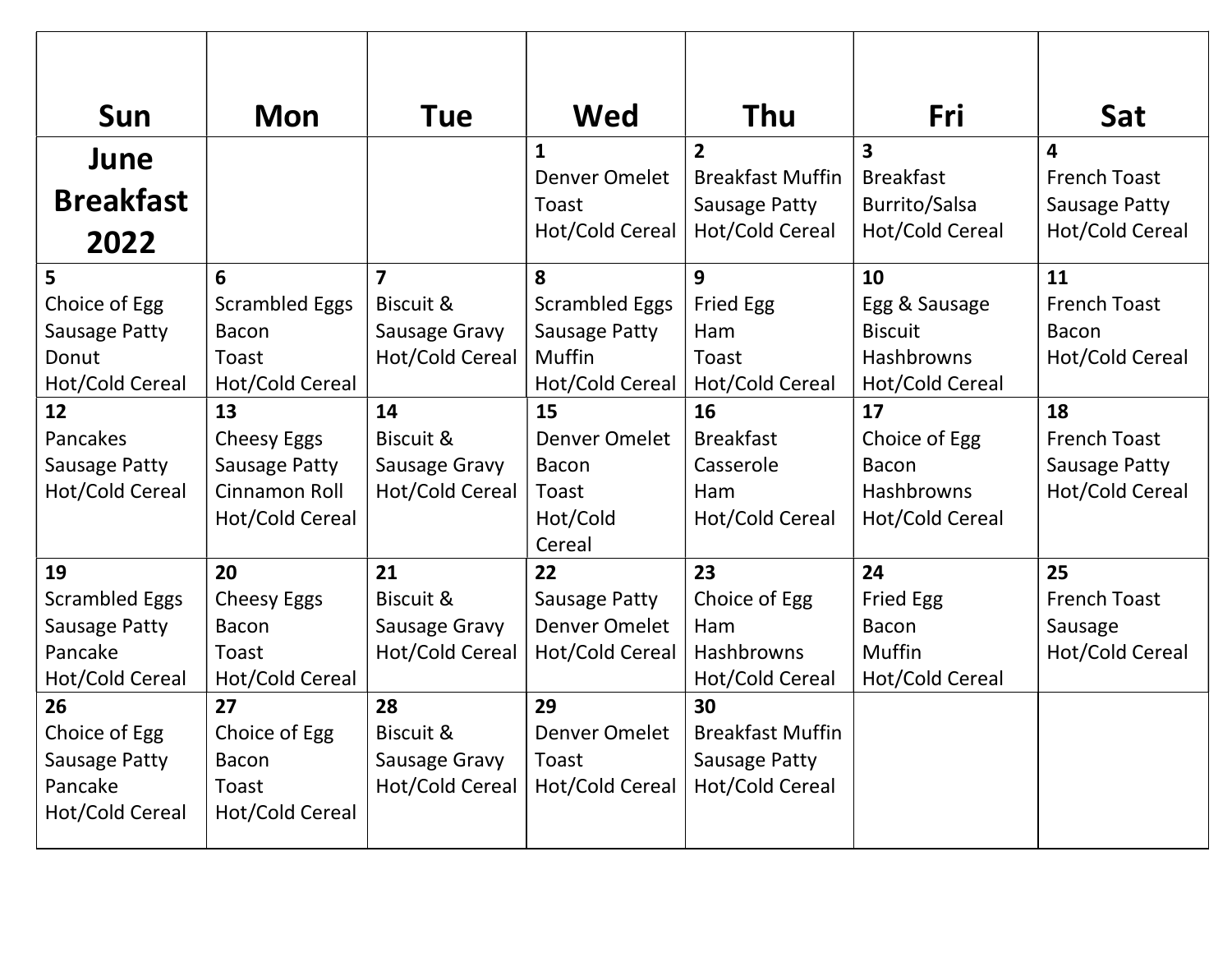| Sun | Mon | Tue | Wed | Thu | Fri | Sat |
|---|---|---|---|---|---|---|
| **June Breakfast 2022** | | | **1**<br>Denver Omelet<br>Toast<br>Hot/Cold Cereal | **2**<br>Breakfast Muffin<br>Sausage Patty<br>Hot/Cold Cereal | **3**<br>Breakfast Burrito/Salsa<br>Hot/Cold Cereal | **4**<br>French Toast<br>Sausage Patty<br>Hot/Cold Cereal |
| **5**<br>Choice of Egg<br>Sausage Patty<br>Donut<br>Hot/Cold Cereal | **6**<br>Scrambled Eggs<br>Bacon<br>Toast<br>Hot/Cold Cereal | **7**<br>Biscuit & Sausage Gravy<br>Hot/Cold Cereal | **8**<br>Scrambled Eggs<br>Sausage Patty<br>Muffin<br>Hot/Cold Cereal | **9**<br>Fried Egg<br>Ham<br>Toast<br>Hot/Cold Cereal | **10**<br>Egg & Sausage Biscuit<br>Hashbrowns<br>Hot/Cold Cereal | **11**<br>French Toast<br>Bacon<br>Hot/Cold Cereal |
| **12**<br>Pancakes<br>Sausage Patty<br>Hot/Cold Cereal | **13**<br>Cheesy Eggs<br>Sausage Patty<br>Cinnamon Roll<br>Hot/Cold Cereal | **14**<br>Biscuit & Sausage Gravy<br>Hot/Cold Cereal | **15**<br>Denver Omelet<br>Bacon<br>Toast<br>Hot/Cold Cereal | **16**<br>Breakfast Casserole<br>Ham<br>Hot/Cold Cereal | **17**<br>Choice of Egg<br>Bacon<br>Hashbrowns<br>Hot/Cold Cereal | **18**<br>French Toast<br>Sausage Patty<br>Hot/Cold Cereal |
| **19**<br>Scrambled Eggs<br>Sausage Patty<br>Pancake<br>Hot/Cold Cereal | **20**<br>Cheesy Eggs<br>Bacon<br>Toast<br>Hot/Cold Cereal | **21**<br>Biscuit & Sausage Gravy<br>Hot/Cold Cereal | **22**<br>Sausage Patty<br>Denver Omelet<br>Hot/Cold Cereal | **23**<br>Choice of Egg<br>Ham<br>Hashbrowns<br>Hot/Cold Cereal | **24**<br>Fried Egg<br>Bacon<br>Muffin<br>Hot/Cold Cereal | **25**<br>French Toast<br>Sausage<br>Hot/Cold Cereal |
| **26**<br>Choice of Egg<br>Sausage Patty<br>Pancake<br>Hot/Cold Cereal | **27**<br>Choice of Egg<br>Bacon<br>Toast<br>Hot/Cold Cereal | **28**<br>Biscuit & Sausage Gravy<br>Hot/Cold Cereal | **29**<br>Denver Omelet<br>Toast<br>Hot/Cold Cereal | **30**<br>Breakfast Muffin<br>Sausage Patty<br>Hot/Cold Cereal | | |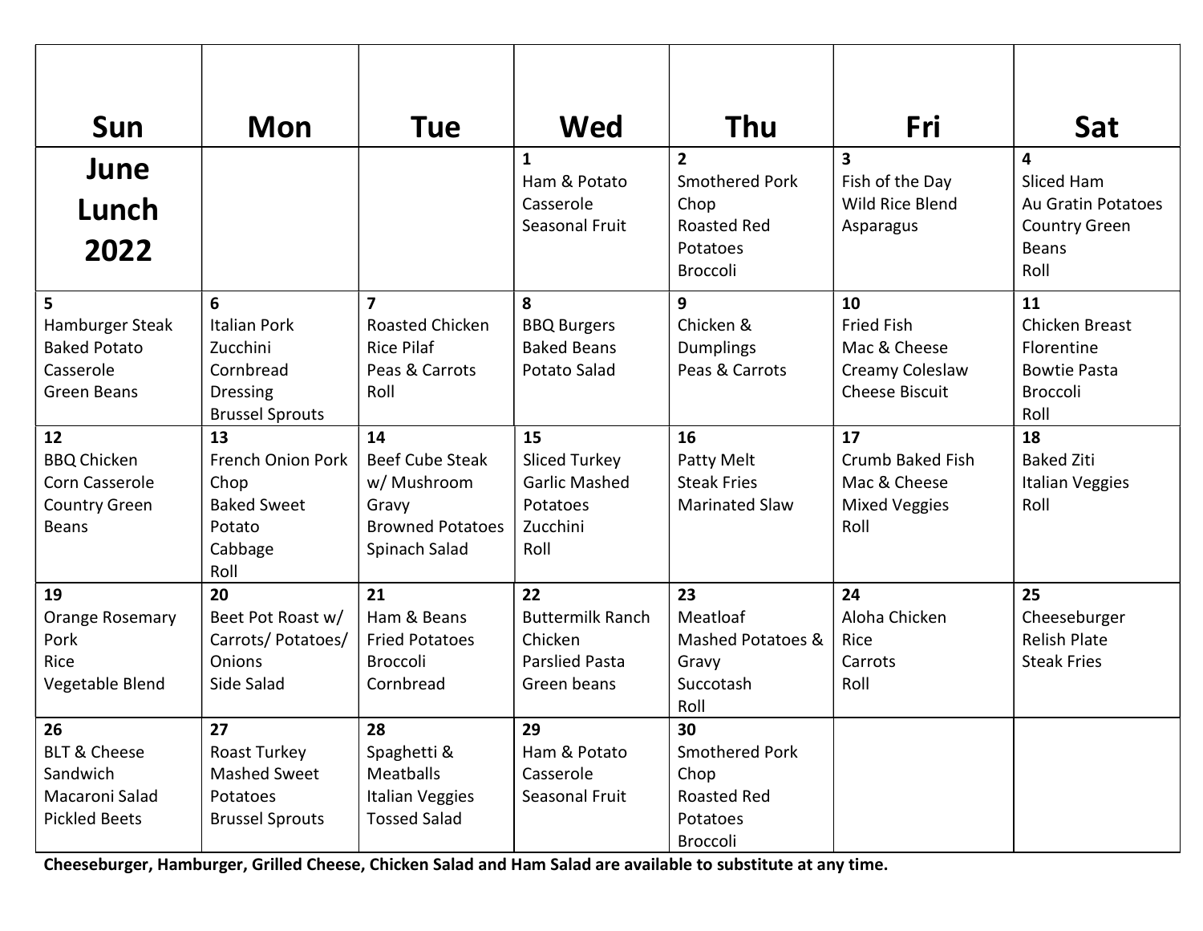| Sun | Mon | Tue | Wed | Thu | Fri | Sat |
|---|---|---|---|---|---|---|
| **June Lunch 2022** | | | **1**<br>Ham & Potato Casserole<br>Seasonal Fruit | **2**<br>Smothered Pork Chop<br>Roasted Red Potatoes<br>Broccoli | **3**<br>Fish of the Day<br>Wild Rice Blend<br>Asparagus | **4**<br>Sliced Ham<br>Au Gratin Potatoes<br>Country Green Beans<br>Roll |
| **5**<br>Hamburger Steak<br>Baked Potato Casserole<br>Green Beans | **6**<br>Italian Pork<br>Zucchini<br>Cornbread Dressing<br>Brussel Sprouts | **7**<br>Roasted Chicken<br>Rice Pilaf<br>Peas & Carrots<br>Roll | **8**<br>BBQ Burgers<br>Baked Beans<br>Potato Salad | **9**<br>Chicken & Dumplings<br>Peas & Carrots | **10**<br>Fried Fish<br>Mac & Cheese<br>Creamy Coleslaw<br>Cheese Biscuit | **11**<br>Chicken Breast Florentine<br>Bowtie Pasta<br>Broccoli<br>Roll |
| **12**<br>BBQ Chicken<br>Corn Casserole<br>Country Green Beans | **13**<br>French Onion Pork Chop<br>Baked Sweet Potato<br>Cabbage<br>Roll | **14**<br>Beef Cube Steak w/ Mushroom Gravy<br>Browned Potatoes<br>Spinach Salad | **15**<br>Sliced Turkey<br>Garlic Mashed Potatoes<br>Zucchini<br>Roll | **16**<br>Patty Melt<br>Steak Fries<br>Marinated Slaw | **17**<br>Crumb Baked Fish<br>Mac & Cheese<br>Mixed Veggies<br>Roll | **18**<br>Baked Ziti<br>Italian Veggies<br>Roll |
| **19**<br>Orange Rosemary Pork<br>Rice<br>Vegetable Blend | **20**<br>Beet Pot Roast w/ Carrots/ Potatoes/ Onions<br>Side Salad | **21**<br>Ham & Beans<br>Fried Potatoes<br>Broccoli<br>Cornbread | **22**<br>Buttermilk Ranch Chicken<br>Parslied Pasta<br>Green beans | **23**<br>Meatloaf<br>Mashed Potatoes & Gravy<br>Succotash<br>Roll | **24**<br>Aloha Chicken<br>Rice<br>Carrots<br>Roll | **25**<br>Cheeseburger<br>Relish Plate<br>Steak Fries |
| **26**<br>BLT & Cheese Sandwich<br>Macaroni Salad<br>Pickled Beets | **27**<br>Roast Turkey<br>Mashed Sweet Potatoes<br>Brussel Sprouts | **28**<br>Spaghetti & Meatballs<br>Italian Veggies<br>Tossed Salad | **29**<br>Ham & Potato Casserole<br>Seasonal Fruit | **30**<br>Smothered Pork Chop<br>Roasted Red Potatoes<br>Broccoli | | |

**Cheeseburger, Hamburger, Grilled Cheese, Chicken Salad and Ham Salad are available to substitute at any time.**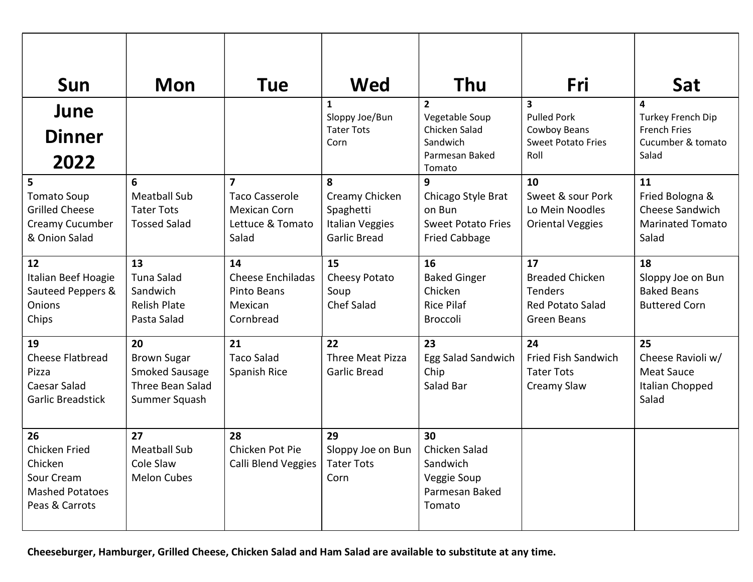| Sun | Mon | Tue | Wed | Thu | Fri | Sat |
|---|---|---|---|---|---|---|
| **June Dinner 2022** | | | 1<br>Sloppy Joe/Bun<br>Tater Tots<br>Corn | 2<br>Vegetable Soup<br>Chicken Salad Sandwich<br>Parmesan Baked Tomato | 3<br>Pulled Pork<br>Cowboy Beans<br>Sweet Potato Fries<br>Roll | 4<br>Turkey French Dip<br>French Fries<br>Cucumber & tomato Salad |
| 5<br>Tomato Soup<br>Grilled Cheese<br>Creamy Cucumber & Onion Salad | 6<br>Meatball Sub<br>Tater Tots<br>Tossed Salad | 7<br>Taco Casserole<br>Mexican Corn<br>Lettuce & Tomato Salad | 8<br>Creamy Chicken Spaghetti<br>Italian Veggies<br>Garlic Bread | 9<br>Chicago Style Brat on Bun<br>Sweet Potato Fries<br>Fried Cabbage | 10<br>Sweet & sour Pork<br>Lo Mein Noodles<br>Oriental Veggies | 11<br>Fried Bologna & Cheese Sandwich<br>Marinated Tomato Salad |
| 12<br>Italian Beef Hoagie<br>Sauteed Peppers & Onions<br>Chips | 13<br>Tuna Salad Sandwich<br>Relish Plate<br>Pasta Salad | 14<br>Cheese Enchiladas<br>Pinto Beans<br>Mexican Cornbread | 15<br>Cheesy Potato Soup<br>Chef Salad | 16<br>Baked Ginger Chicken<br>Rice Pilaf<br>Broccoli | 17<br>Breaded Chicken Tenders<br>Red Potato Salad<br>Green Beans | 18<br>Sloppy Joe on Bun<br>Baked Beans<br>Buttered Corn |
| 19<br>Cheese Flatbread Pizza<br>Caesar Salad<br>Garlic Breadstick | 20<br>Brown Sugar Smoked Sausage<br>Three Bean Salad<br>Summer Squash | 21<br>Taco Salad<br>Spanish Rice | 22<br>Three Meat Pizza<br>Garlic Bread | 23<br>Egg Salad Sandwich<br>Chip<br>Salad Bar | 24<br>Fried Fish Sandwich<br>Tater Tots<br>Creamy Slaw | 25<br>Cheese Ravioli w/ Meat Sauce<br>Italian Chopped Salad |
| 26<br>Chicken Fried Chicken<br>Sour Cream Mashed Potatoes<br>Peas & Carrots | 27<br>Meatball Sub<br>Cole Slaw<br>Melon Cubes | 28<br>Chicken Pot Pie<br>Calli Blend Veggies | 29<br>Sloppy Joe on Bun<br>Tater Tots<br>Corn | 30<br>Chicken Salad Sandwich<br>Veggie Soup<br>Parmesan Baked Tomato | | |

**Cheeseburger, Hamburger, Grilled Cheese, Chicken Salad and Ham Salad are available to substitute at any time.**